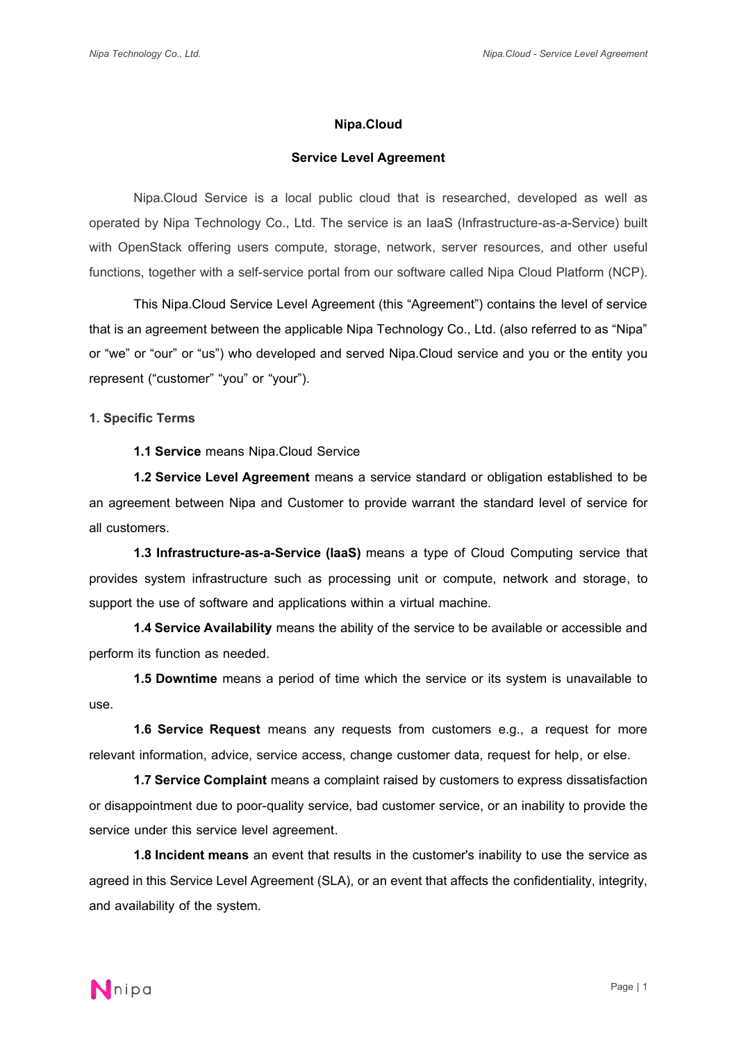# Nipa.Cloud

## Service Level Agreement

Nipa.Cloud Service is a local public cloud that is researched, developed as well as operated by Nipa Technology Co., Ltd. The service is an IaaS (Infrastructure-as-a-Service) built with OpenStack offering users compute, storage, network, server resources, and other useful functions, together with a self-service portal from our software called Nipa Cloud Platform (NCP).

This Nipa.Cloud Service Level Agreement (this "Agreement") contains the level of service that is an agreement between the applicable Nipa Technology Co., Ltd. (also referred to as "Nipa" or "we" or "our" or "us") who developed and served Nipa.Cloud service and you or the entity you represent ("customer" "you" or "your").

### 1. Specific Terms

**1.1 Service** means Nipa.Cloud Service

**1.2 Service Level Agreement** means a service standard or obligation established to be an agreement between Nipa and Customer to provide warrant the standard level of service for all customers.

**1.3 Infrastructure-as-a-Service (IaaS)** means a type of Cloud Computing service that provides system infrastructure such as processing unit or compute, network and storage, to support the use of software and applications within a virtual machine.

**1.4 Service Availability** means the ability of the service to be available or accessible and perform its function as needed.

**1.5 Downtime** means a period of time which the service or its system is unavailable to use.

**1.6 Service Request** means any requests from customers e.g., a request for more relevant information, advice, service access, change customer data, request for help, or else.

**1.7 Service Complaint** means a complaint raised by customers to express dissatisfaction or disappointment due to poor-quality service, bad customer service, or an inability to provide the service under this service level agreement.

**1.8 Incident means** an event that results in the customer's inability to use the service as agreed in this Service Level Agreement (SLA), or an event that affects the confidentiality, integrity, and availability of the system.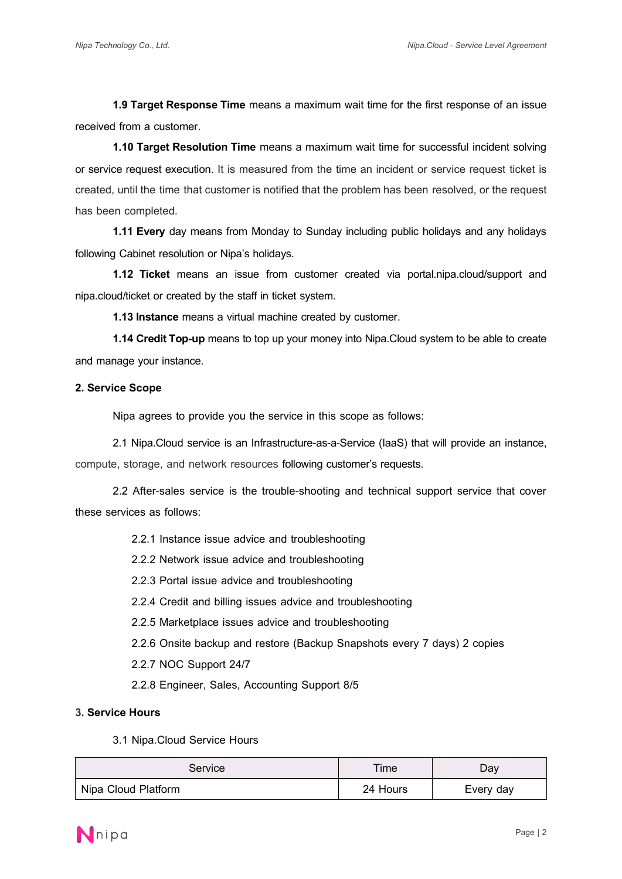**1.9 Target Response Time** means a maximum wait time for the first response of an issue received from a customer.

**1.10 Target Resolution Time** means a maximum wait time for successful incident solving or service request execution. It is measured from the time an incident or service request ticket is created, until the time that customer is notified that the problem has been resolved, or the request has been completed.

**1.11 Every** day means from Monday to Sunday including public holidays and any holidays following Cabinet resolution or Nipa's holidays.

**1.12 Ticket** means an issue from customer created via portal.nipa.cloud/support and nipa.cloud/ticket or created by the staff in ticket system.

**1.13 Instance** means a virtual machine created by customer.

**1.14 Credit Top-up** means to top up your money into Nipa.Cloud system to be able to create and manage your instance.

## 2. Service Scope

Nipa agrees to provide you the service in this scope as follows:

2.1 Nipa.Cloud service is an Infrastructure-as-a-Service (IaaS) that will provide an instance, compute, storage, and network resources following customer's requests.

2.2 After-sales service is the trouble-shooting and technical support service that cover these services as follows:

- 2.2.1 Instance issue advice and troubleshooting
- 2.2.2 Network issue advice and troubleshooting
- 2.2.3 Portal issue advice and troubleshooting
- 2.2.4 Credit and billing issues advice and troubleshooting
- 2.2.5 Marketplace issues advice and troubleshooting
- 2.2.6 Onsite backup and restore (Backup Snapshots every 7 days) 2 copies
- 2.2.7 NOC Support 24/7
- 2.2.8 Engineer, Sales, Accounting Support 8/5

## 3. Service Hours

3.1 Nipa.Cloud Service Hours

| Service | Time | Day |
|---|---|---|
| Nipa Cloud Platform | 24 Hours | Every day |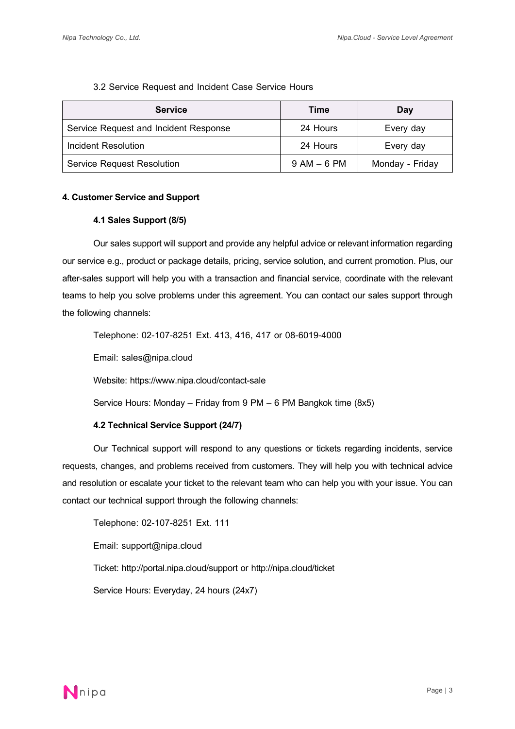3.2 Service Request and Incident Case Service Hours

| Service | Time | Day |
| --- | --- | --- |
| Service Request and Incident Response | 24 Hours | Every day |
| Incident Resolution | 24 Hours | Every day |
| Service Request Resolution | 9 AM – 6 PM | Monday - Friday |

## 4. Customer Service and Support

### 4.1 Sales Support (8/5)

Our sales support will support and provide any helpful advice or relevant information regarding our service e.g., product or package details, pricing, service solution, and current promotion. Plus, our after-sales support will help you with a transaction and financial service, coordinate with the relevant teams to help you solve problems under this agreement. You can contact our sales support through the following channels:

Telephone: 02-107-8251 Ext. 413, 416, 417 or 08-6019-4000

Email: sales@nipa.cloud

Website: https://www.nipa.cloud/contact-sale

Service Hours: Monday – Friday from 9 PM – 6 PM Bangkok time (8x5)

### 4.2 Technical Service Support (24/7)

Our Technical support will respond to any questions or tickets regarding incidents, service requests, changes, and problems received from customers. They will help you with technical advice and resolution or escalate your ticket to the relevant team who can help you with your issue. You can contact our technical support through the following channels:

Telephone: 02-107-8251 Ext. 111

Email: support@nipa.cloud

Ticket: http://portal.nipa.cloud/support or http://nipa.cloud/ticket

Service Hours: Everyday, 24 hours (24x7)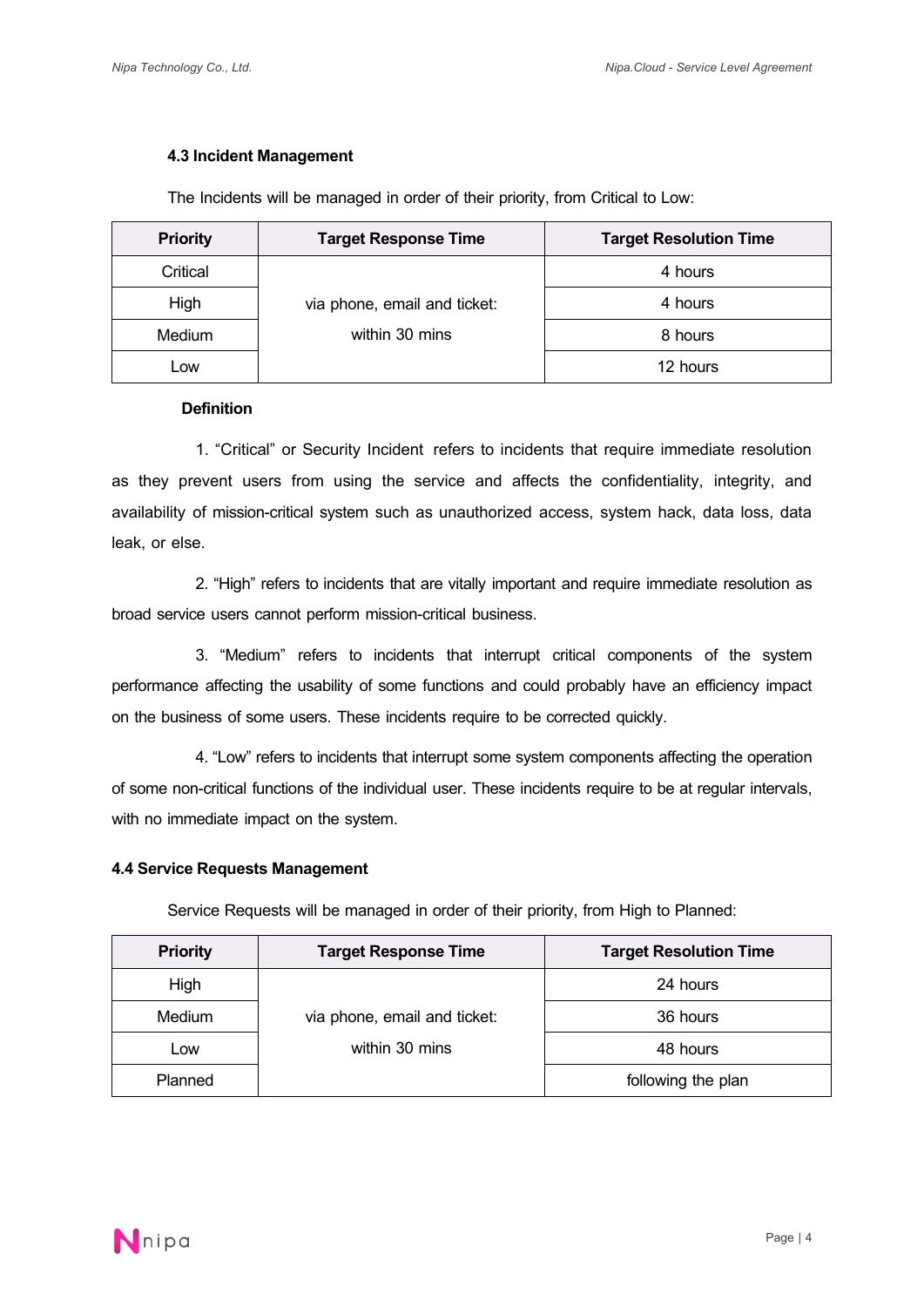### 4.3 Incident Management

The Incidents will be managed in order of their priority, from Critical to Low:

| Priority | Target Response Time | Target Resolution Time |
|---|---|---|
| Critical | via phone, email and ticket: within 30 mins | 4 hours |
| High | | 4 hours |
| Medium | | 8 hours |
| Low | | 12 hours |

**Definition**

1. “Critical” or Security Incident refers to incidents that require immediate resolution as they prevent users from using the service and affects the confidentiality, integrity, and availability of mission-critical system such as unauthorized access, system hack, data loss, data leak, or else.

2. “High” refers to incidents that are vitally important and require immediate resolution as broad service users cannot perform mission-critical business.

3. “Medium” refers to incidents that interrupt critical components of the system performance affecting the usability of some functions and could probably have an efficiency impact on the business of some users. These incidents require to be corrected quickly.

4. “Low” refers to incidents that interrupt some system components affecting the operation of some non-critical functions of the individual user. These incidents require to be at regular intervals, with no immediate impact on the system.

### 4.4 Service Requests Management

Service Requests will be managed in order of their priority, from High to Planned:

| Priority | Target Response Time | Target Resolution Time |
|---|---|---|
| High | via phone, email and ticket: within 30 mins | 24 hours |
| Medium | | 36 hours |
| Low | | 48 hours |
| Planned | | following the plan |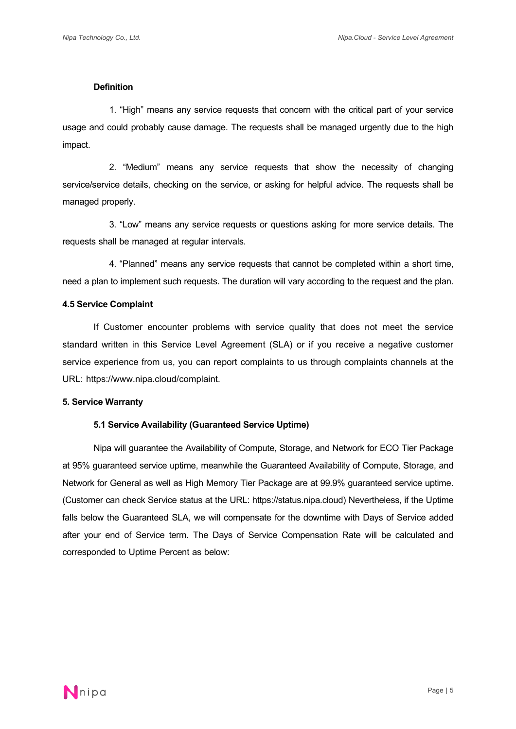**Definition**

1. “High” means any service requests that concern with the critical part of your service usage and could probably cause damage. The requests shall be managed urgently due to the high impact.

2. “Medium” means any service requests that show the necessity of changing service/service details, checking on the service, or asking for helpful advice. The requests shall be managed properly.

3. “Low” means any service requests or questions asking for more service details. The requests shall be managed at regular intervals.

4. “Planned” means any service requests that cannot be completed within a short time, need a plan to implement such requests. The duration will vary according to the request and the plan.

### 4.5 Service Complaint

If Customer encounter problems with service quality that does not meet the service standard written in this Service Level Agreement (SLA) or if you receive a negative customer service experience from us, you can report complaints to us through complaints channels at the URL: https://www.nipa.cloud/complaint.

## 5. Service Warranty

### 5.1 Service Availability (Guaranteed Service Uptime)

Nipa will guarantee the Availability of Compute, Storage, and Network for ECO Tier Package at 95% guaranteed service uptime, meanwhile the Guaranteed Availability of Compute, Storage, and Network for General as well as High Memory Tier Package are at 99.9% guaranteed service uptime. (Customer can check Service status at the URL: https://status.nipa.cloud) Nevertheless, if the Uptime falls below the Guaranteed SLA, we will compensate for the downtime with Days of Service added after your end of Service term. The Days of Service Compensation Rate will be calculated and corresponded to Uptime Percent as below: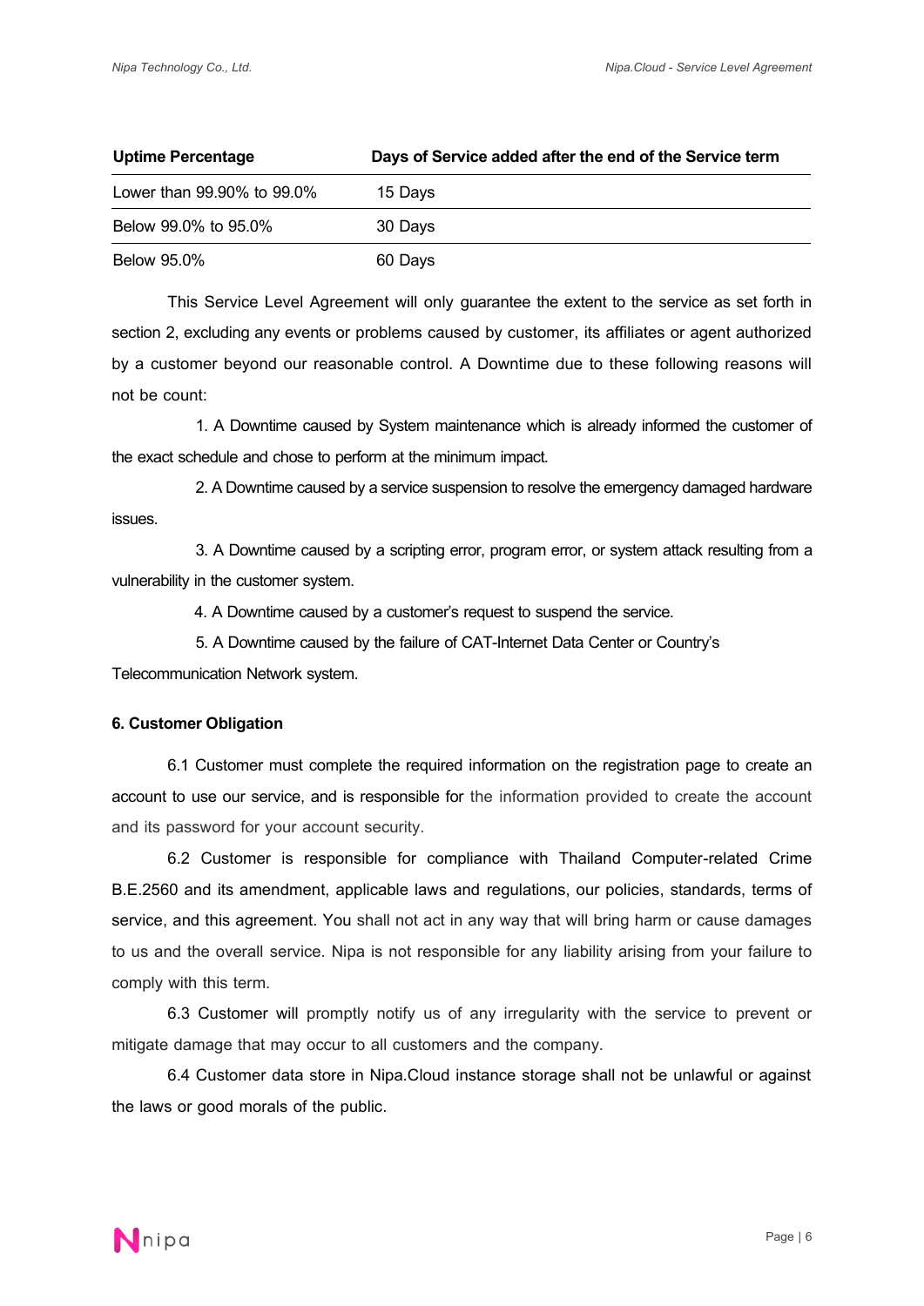| Uptime Percentage | Days of Service added after the end of the Service term |
|---|---|
| Lower than 99.90% to 99.0% | 15 Days |
| Below 99.0% to 95.0% | 30 Days |
| Below 95.0% | 60 Days |

This Service Level Agreement will only guarantee the extent to the service as set forth in section 2, excluding any events or problems caused by customer, its affiliates or agent authorized by a customer beyond our reasonable control. A Downtime due to these following reasons will not be count:

1. A Downtime caused by System maintenance which is already informed the customer of the exact schedule and chose to perform at the minimum impact.

2. A Downtime caused by a service suspension to resolve the emergency damaged hardware issues.

3. A Downtime caused by a scripting error, program error, or system attack resulting from a vulnerability in the customer system.

4. A Downtime caused by a customer's request to suspend the service.

5. A Downtime caused by the failure of CAT-Internet Data Center or Country's Telecommunication Network system.

**6. Customer Obligation**

6.1 Customer must complete the required information on the registration page to create an account to use our service, and is responsible for the information provided to create the account and its password for your account security.

6.2 Customer is responsible for compliance with Thailand Computer-related Crime B.E.2560 and its amendment, applicable laws and regulations, our policies, standards, terms of service, and this agreement. You shall not act in any way that will bring harm or cause damages to us and the overall service. Nipa is not responsible for any liability arising from your failure to comply with this term.

6.3 Customer will promptly notify us of any irregularity with the service to prevent or mitigate damage that may occur to all customers and the company.

6.4 Customer data store in Nipa.Cloud instance storage shall not be unlawful or against the laws or good morals of the public.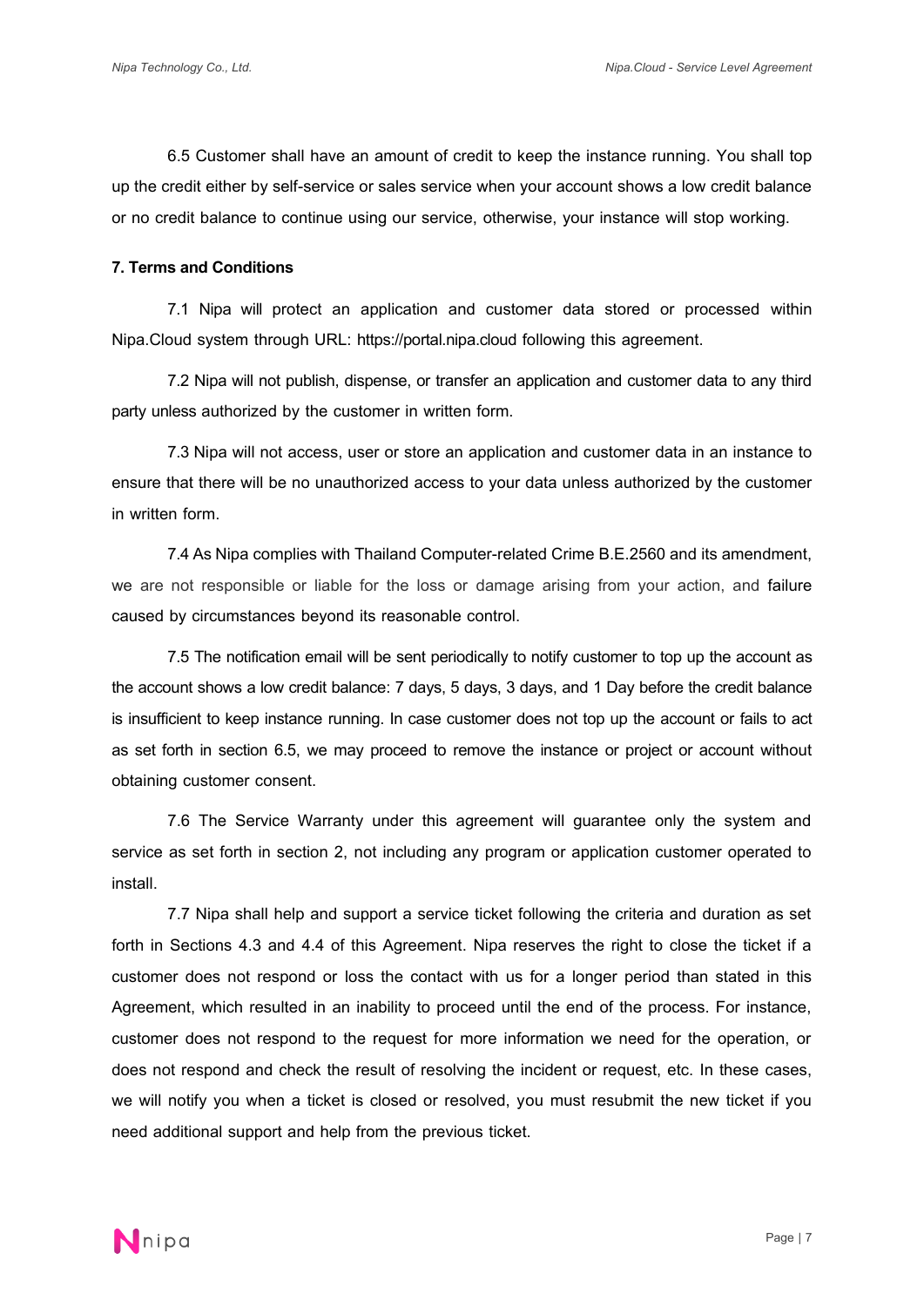6.5 Customer shall have an amount of credit to keep the instance running. You shall top up the credit either by self-service or sales service when your account shows a low credit balance or no credit balance to continue using our service, otherwise, your instance will stop working.

**7. Terms and Conditions**

7.1 Nipa will protect an application and customer data stored or processed within Nipa.Cloud system through URL: https://portal.nipa.cloud following this agreement.

7.2 Nipa will not publish, dispense, or transfer an application and customer data to any third party unless authorized by the customer in written form.

7.3 Nipa will not access, user or store an application and customer data in an instance to ensure that there will be no unauthorized access to your data unless authorized by the customer in written form.

7.4 As Nipa complies with Thailand Computer-related Crime B.E.2560 and its amendment, we are not responsible or liable for the loss or damage arising from your action, and failure caused by circumstances beyond its reasonable control.

7.5 The notification email will be sent periodically to notify customer to top up the account as the account shows a low credit balance: 7 days, 5 days, 3 days, and 1 Day before the credit balance is insufficient to keep instance running. In case customer does not top up the account or fails to act as set forth in section 6.5, we may proceed to remove the instance or project or account without obtaining customer consent.

7.6 The Service Warranty under this agreement will guarantee only the system and service as set forth in section 2, not including any program or application customer operated to install.

7.7 Nipa shall help and support a service ticket following the criteria and duration as set forth in Sections 4.3 and 4.4 of this Agreement. Nipa reserves the right to close the ticket if a customer does not respond or loss the contact with us for a longer period than stated in this Agreement, which resulted in an inability to proceed until the end of the process. For instance, customer does not respond to the request for more information we need for the operation, or does not respond and check the result of resolving the incident or request, etc. In these cases, we will notify you when a ticket is closed or resolved, you must resubmit the new ticket if you need additional support and help from the previous ticket.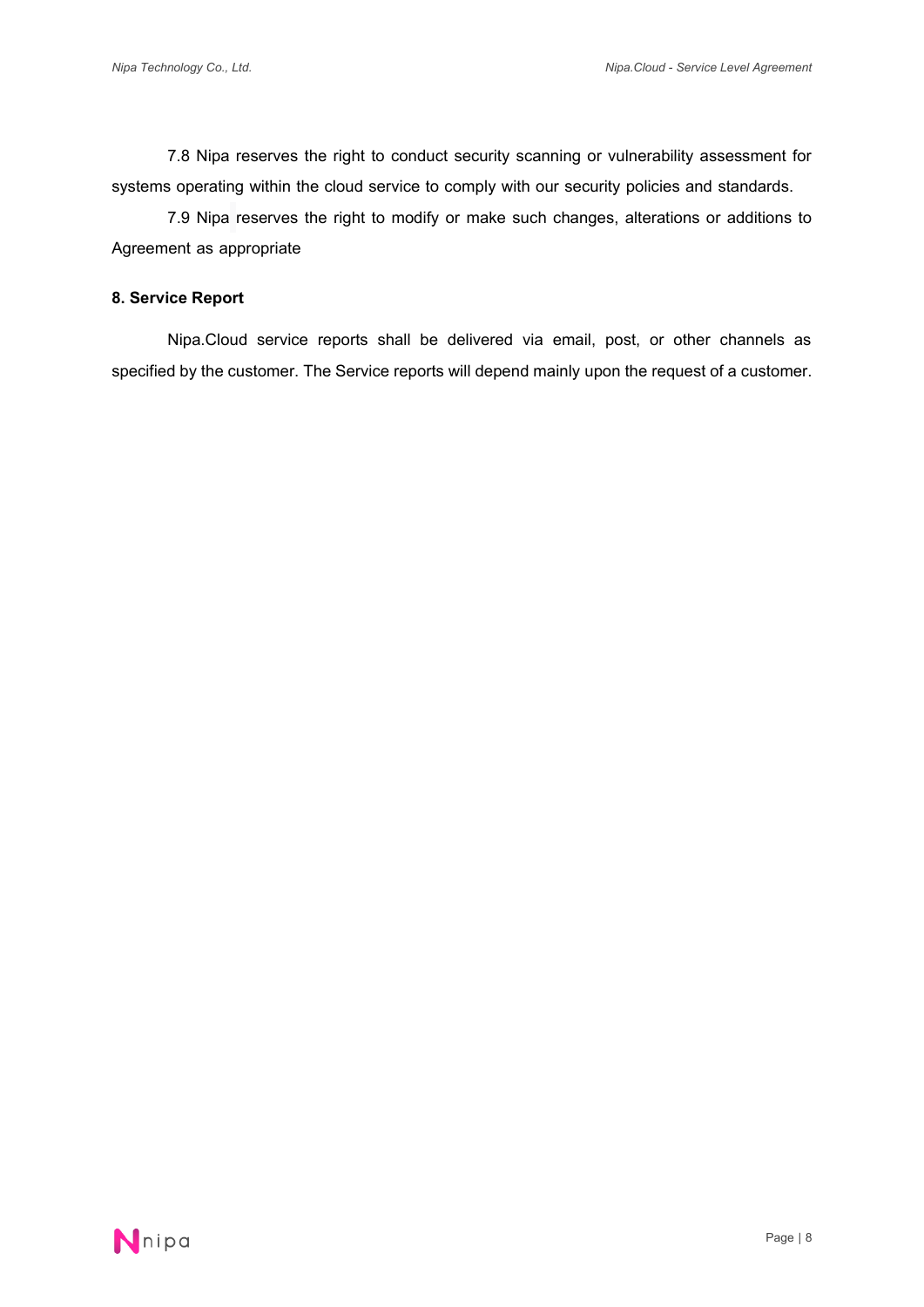7.8 Nipa reserves the right to conduct security scanning or vulnerability assessment for systems operating within the cloud service to comply with our security policies and standards.

7.9 Nipa reserves the right to modify or make such changes, alterations or additions to Agreement as appropriate

### 8. Service Report

Nipa.Cloud service reports shall be delivered via email, post, or other channels as specified by the customer. The Service reports will depend mainly upon the request of a customer.